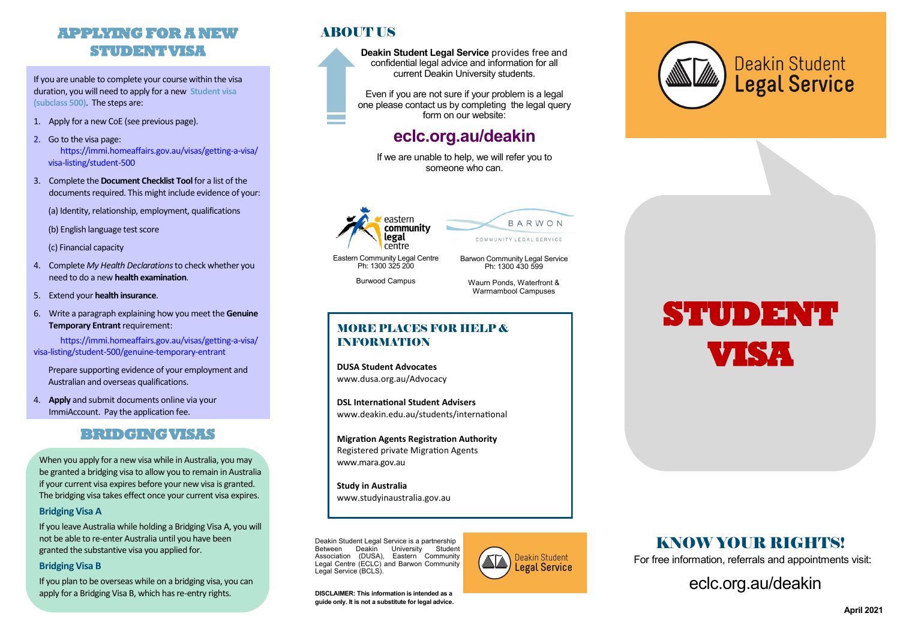## APPLYING FOR A NEW STUDENT VISA

If you are unable to complete your course within the visa duration, you will need to apply for a new **Student visa (subclass 500)**. The steps are:

1. Apply for a new CoE (see previous page).
2. Go to the visa page: https://immi.homeaffairs.gov.au/visas/getting-a-visa/visa-listing/student-500
3. Complete the **Document Checklist Tool** for a list of the documents required. This might include evidence of your:

   (a) Identity, relationship, employment, qualifications

   (b) English language test score

   (c) Financial capacity
4. Complete *My Health Declarations* to check whether you need to do a new **health examination**.
5. Extend your **health insurance**.
6. Write a paragraph explaining how you meet the **Genuine Temporary Entrant** requirement:

   https://immi.homeaffairs.gov.au/visas/getting-a-visa/visa-listing/student-500/genuine-temporary-entrant

   Prepare supporting evidence of your employment and Australian and overseas qualifications.
4. **Apply** and submit documents online via your ImmiAccount. Pay the application fee.

## BRIDGING VISAS

When you apply for a new visa while in Australia, you may be granted a bridging visa to allow you to remain in Australia if your current visa expires before your new visa is granted. The bridging visa takes effect once your current visa expires.

### Bridging Visa A

If you leave Australia while holding a Bridging Visa A, you will not be able to re-enter Australia until you have been granted the substantive visa you applied for.

### Bridging Visa B

If you plan to be overseas while on a bridging visa, you can apply for a Bridging Visa B, which has re-entry rights.

## ABOUT US

**Deakin Student Legal Service** provides free and confidential legal advice and information for all current Deakin University students.

Even if you are not sure if your problem is a legal one please contact us by completing the legal query form on our website:

**eclc.org.au/deakin**

If we are unable to help, we will refer you to someone who can.

eastern community legal centre

Eastern Community Legal Centre
Ph: 1300 325 200

Burwood Campus

BARWON COMMUNITY LEGAL SERVICE

Barwon Community Legal Service
Ph: 1300 430 599

Waurn Ponds, Waterfront & Warrnambool Campuses

### MORE PLACES FOR HELP & INFORMATION

**DUSA Student Advocates**
www.dusa.org.au/Advocacy

**DSL International Student Advisers**
www.deakin.edu.au/students/international

**Migration Agents Registration Authority**
Registered private Migration Agents
www.mara.gov.au

**Study in Australia**
www.studyinaustralia.gov.au

Deakin Student Legal Service is a partnership Between Deakin University Student Association (DUSA), Eastern Community Legal Centre (ECLC) and Barwon Community Legal Service (BCLS).

Deakin Student Legal Service

**DISCLAIMER: This information is intended as a guide only. It is not a substitute for legal advice.**

Deakin Student Legal Service

# STUDENT VISA

## KNOW YOUR RIGHTS!

For free information, referrals and appointments visit:

eclc.org.au/deakin

**April 2021**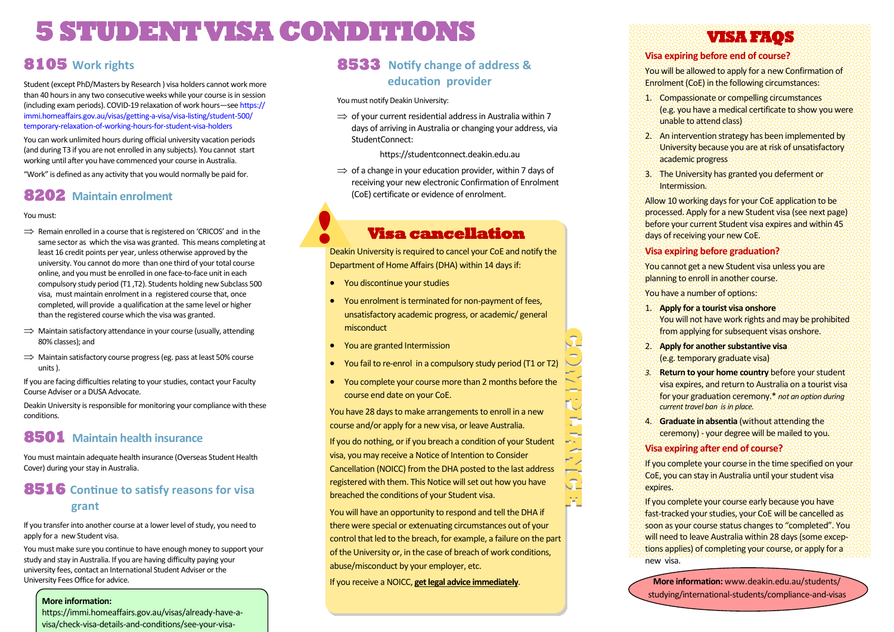# 5 STUDENT VISA CONDITIONS

## 8105 Work rights

Student (except PhD/Masters by Research ) visa holders cannot work more than 40 hours in any two consecutive weeks while your course is in session (including exam periods). COVID-19 relaxation of work hours—see https://immi.homeaffairs.gov.au/visas/getting-a-visa/visa-listing/student-500/temporary-relaxation-of-working-hours-for-student-visa-holders

You can work unlimited hours during official university vacation periods (and during T3 if you are not enrolled in any subjects). You cannot start working until after you have commenced your course in Australia.

"Work" is defined as any activity that you would normally be paid for.

## 8202 Maintain enrolment

You must:

⇒ Remain enrolled in a course that is registered on 'CRICOS' and in the same sector as which the visa was granted. This means completing at least 16 credit points per year, unless otherwise approved by the university. You cannot do more than one third of your total course online, and you must be enrolled in one face-to-face unit in each compulsory study period (T1 ,T2). Students holding new Subclass 500 visa, must maintain enrolment in a registered course that, once completed, will provide a qualification at the same level or higher than the registered course which the visa was granted.

⇒ Maintain satisfactory attendance in your course (usually, attending 80% classes); and

⇒ Maintain satisfactory course progress (eg. pass at least 50% course units ).

If you are facing difficulties relating to your studies, contact your Faculty Course Adviser or a DUSA Advocate.

Deakin University is responsible for monitoring your compliance with these conditions.

## 8501 Maintain health insurance

You must maintain adequate health insurance (Overseas Student Health Cover) during your stay in Australia.

## 8516 Continue to satisfy reasons for visa grant

If you transfer into another course at a lower level of study, you need to apply for a new Student visa.

You must make sure you continue to have enough money to support your study and stay in Australia. If you are having difficulty paying your university fees, contact an International Student Adviser or the University Fees Office for advice.

**More information:**
https://immi.homeaffairs.gov.au/visas/already-have-a-visa/check-visa-details-and-conditions/see-your-visa-

## 8533 Notify change of address & education provider

You must notify Deakin University:

⇒ of your current residential address in Australia within 7 days of arriving in Australia or changing your address, via StudentConnect:

https://studentconnect.deakin.edu.au

⇒ of a change in your education provider, within 7 days of receiving your new electronic Confirmation of Enrolment (CoE) certificate or evidence of enrolment.

## Visa cancellation

COMPLIANCE

Deakin University is required to cancel your CoE and notify the Department of Home Affairs (DHA) within 14 days if:

- You discontinue your studies
- You enrolment is terminated for non-payment of fees, unsatisfactory academic progress, or academic/ general misconduct
- You are granted Intermission
- You fail to re-enrol in a compulsory study period (T1 or T2)
- You complete your course more than 2 months before the course end date on your CoE.

You have 28 days to make arrangements to enroll in a new course and/or apply for a new visa, or leave Australia.

If you do nothing, or if you breach a condition of your Student visa, you may receive a Notice of Intention to Consider Cancellation (NOICC) from the DHA posted to the last address registered with them. This Notice will set out how you have breached the conditions of your Student visa.

You will have an opportunity to respond and tell the DHA if there were special or extenuating circumstances out of your control that led to the breach, for example, a failure on the part of the University or, in the case of breach of work conditions, abuse/misconduct by your employer, etc.

If you receive a NOICC, **get legal advice immediately**.

## VISA FAQS

### Visa expiring before end of course?

You will be allowed to apply for a new Confirmation of Enrolment (CoE) in the following circumstances:

1. Compassionate or compelling circumstances (e.g. you have a medical certificate to show you were unable to attend class)
2. An intervention strategy has been implemented by University because you are at risk of unsatisfactory academic progress
3. The University has granted you deferment or Intermission.

Allow 10 working days for your CoE application to be processed. Apply for a new Student visa (see next page) before your current Student visa expires and within 45 days of receiving your new CoE.

### Visa expiring before graduation?

You cannot get a new Student visa unless you are planning to enroll in another course.

You have a number of options:

1. **Apply for a tourist visa onshore**
   You will not have work rights and may be prohibited from applying for subsequent visas onshore.
2. **Apply for another substantive visa**
   (e.g. temporary graduate visa)
3. **Return to your home country** before your student visa expires, and return to Australia on a tourist visa for your graduation ceremony.\* *not an option during current travel ban is in place.*
4. **Graduate in absentia** (without attending the ceremony) - your degree will be mailed to you.

### Visa expiring after end of course?

If you complete your course in the time specified on your CoE, you can stay in Australia until your student visa expires.

If you complete your course early because you have fast-tracked your studies, your CoE will be cancelled as soon as your course status changes to "completed". You will need to leave Australia within 28 days (some exceptions applies) of completing your course, or apply for a new visa.

**More information:** www.deakin.edu.au/students/studying/international-students/compliance-and-visas